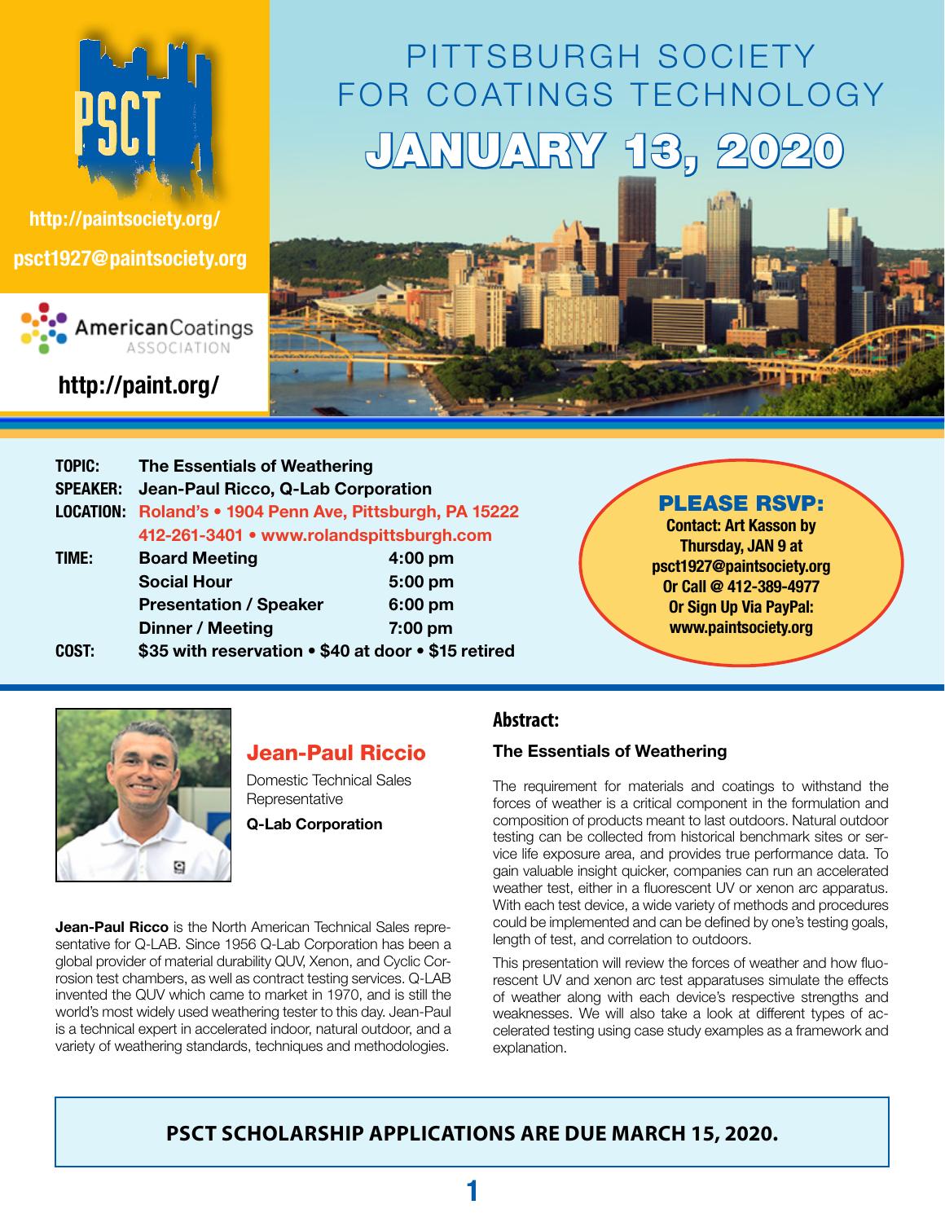PSCT

http://paintsociety.org/

psct1927@paintsociety.org

American Coatings ASSOCIATION

http://paint.org/

# PITTSBURGH SOCIETY FOR COATINGS TECHNOLOGY

## JANUARY 13, 2020

**TOPIC:** The Essentials of Weathering

**SPEAKER:** Jean-Paul Ricco, Q-Lab Corporation

**LOCATION:** Roland's • 1904 Penn Ave, Pittsburgh, PA 15222
412-261-3401 • www.rolandspittsburgh.com

**TIME:**

| | |
|---|---|
| Board Meeting | 4:00 pm |
| Social Hour | 5:00 pm |
| Presentation / Speaker | 6:00 pm |
| Dinner / Meeting | 7:00 pm |

**COST:** $35 with reservation • $40 at door • $15 retired

**PLEASE RSVP:**
Contact: Art Kasson by Thursday, JAN 9 at psct1927@paintsociety.org
Or Call @ 412-389-4977
Or Sign Up Via PayPal: www.paintsociety.org

## Jean-Paul Riccio

Domestic Technical Sales Representative

**Q-Lab Corporation**

**Jean-Paul Ricco** is the North American Technical Sales representative for Q-LAB. Since 1956 Q-Lab Corporation has been a global provider of material durability QUV, Xenon, and Cyclic Corrosion test chambers, as well as contract testing services. Q-LAB invented the QUV which came to market in 1970, and is still the world's most widely used weathering tester to this day. Jean-Paul is a technical expert in accelerated indoor, natural outdoor, and a variety of weathering standards, techniques and methodologies.

## Abstract:

**The Essentials of Weathering**

The requirement for materials and coatings to withstand the forces of weather is a critical component in the formulation and composition of products meant to last outdoors. Natural outdoor testing can be collected from historical benchmark sites or service life exposure area, and provides true performance data. To gain valuable insight quicker, companies can run an accelerated weather test, either in a fluorescent UV or xenon arc apparatus. With each test device, a wide variety of methods and procedures could be implemented and can be defined by one's testing goals, length of test, and correlation to outdoors.

This presentation will review the forces of weather and how fluorescent UV and xenon arc test apparatuses simulate the effects of weather along with each device's respective strengths and weaknesses. We will also take a look at different types of accelerated testing using case study examples as a framework and explanation.

**PSCT SCHOLARSHIP APPLICATIONS ARE DUE MARCH 15, 2020.**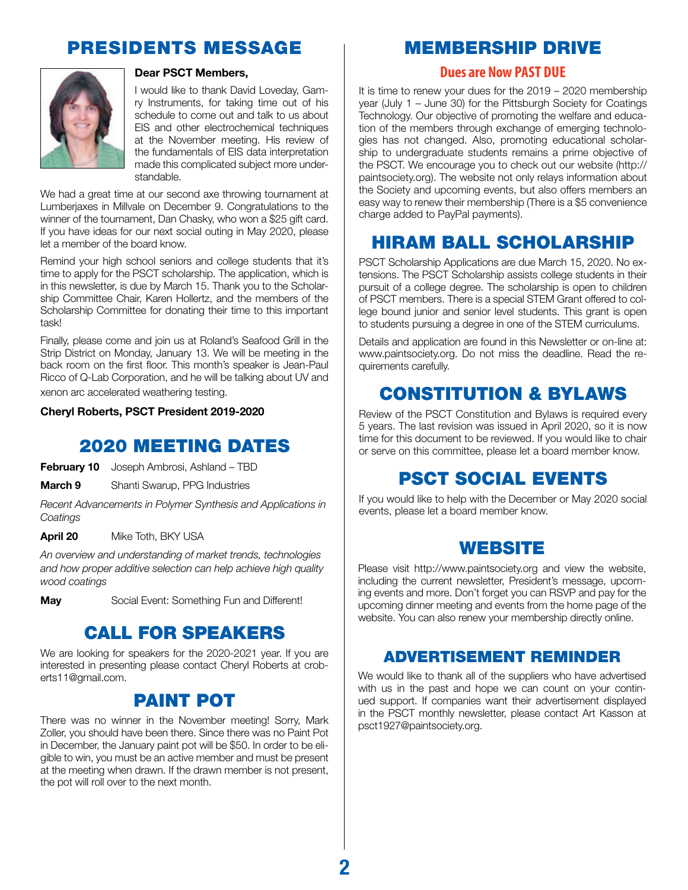# PRESIDENTS MESSAGE

**Dear PSCT Members,**

I would like to thank David Loveday, Gamry Instruments, for taking time out of his schedule to come out and talk to us about EIS and other electrochemical techniques at the November meeting. His review of the fundamentals of EIS data interpretation made this complicated subject more understandable.

We had a great time at our second axe throwing tournament at Lumberjaxes in Millvale on December 9. Congratulations to the winner of the tournament, Dan Chasky, who won a $25 gift card. If you have ideas for our next social outing in May 2020, please let a member of the board know.

Remind your high school seniors and college students that it's time to apply for the PSCT scholarship. The application, which is in this newsletter, is due by March 15. Thank you to the Scholarship Committee Chair, Karen Hollertz, and the members of the Scholarship Committee for donating their time to this important task!

Finally, please come and join us at Roland's Seafood Grill in the Strip District on Monday, January 13. We will be meeting in the back room on the first floor. This month's speaker is Jean-Paul Ricco of Q-Lab Corporation, and he will be talking about UV and xenon arc accelerated weathering testing.

**Cheryl Roberts, PSCT President 2019-2020**

## 2020 MEETING DATES

**February 10** Joseph Ambrosi, Ashland – TBD

**March 9** Shanti Swarup, PPG Industries

*Recent Advancements in Polymer Synthesis and Applications in Coatings*

**April 20** Mike Toth, BKY USA

*An overview and understanding of market trends, technologies and how proper additive selection can help achieve high quality wood coatings*

**May** Social Event: Something Fun and Different!

## CALL FOR SPEAKERS

We are looking for speakers for the 2020-2021 year. If you are interested in presenting please contact Cheryl Roberts at croberts11@gmail.com.

## PAINT POT

There was no winner in the November meeting! Sorry, Mark Zoller, you should have been there. Since there was no Paint Pot in December, the January paint pot will be $50. In order to be eligible to win, you must be an active member and must be present at the meeting when drawn. If the drawn member is not present, the pot will roll over to the next month.

# MEMBERSHIP DRIVE

### Dues are Now PAST DUE

It is time to renew your dues for the 2019 – 2020 membership year (July 1 – June 30) for the Pittsburgh Society for Coatings Technology. Our objective of promoting the welfare and education of the members through exchange of emerging technologies has not changed. Also, promoting educational scholarship to undergraduate students remains a prime objective of the PSCT. We encourage you to check out our website (http://paintsociety.org). The website not only relays information about the Society and upcoming events, but also offers members an easy way to renew their membership (There is a $5 convenience charge added to PayPal payments).

## HIRAM BALL SCHOLARSHIP

PSCT Scholarship Applications are due March 15, 2020. No extensions. The PSCT Scholarship assists college students in their pursuit of a college degree. The scholarship is open to children of PSCT members. There is a special STEM Grant offered to college bound junior and senior level students. This grant is open to students pursuing a degree in one of the STEM curriculums.

Details and application are found in this Newsletter or on-line at: www.paintsociety.org. Do not miss the deadline. Read the requirements carefully.

## CONSTITUTION & BYLAWS

Review of the PSCT Constitution and Bylaws is required every 5 years. The last revision was issued in April 2020, so it is now time for this document to be reviewed. If you would like to chair or serve on this committee, please let a board member know.

## PSCT SOCIAL EVENTS

If you would like to help with the December or May 2020 social events, please let a board member know.

## WEBSITE

Please visit http://www.paintsociety.org and view the website, including the current newsletter, President's message, upcoming events and more. Don't forget you can RSVP and pay for the upcoming dinner meeting and events from the home page of the website. You can also renew your membership directly online.

## ADVERTISEMENT REMINDER

We would like to thank all of the suppliers who have advertised with us in the past and hope we can count on your continued support. If companies want their advertisement displayed in the PSCT monthly newsletter, please contact Art Kasson at psct1927@paintsociety.org.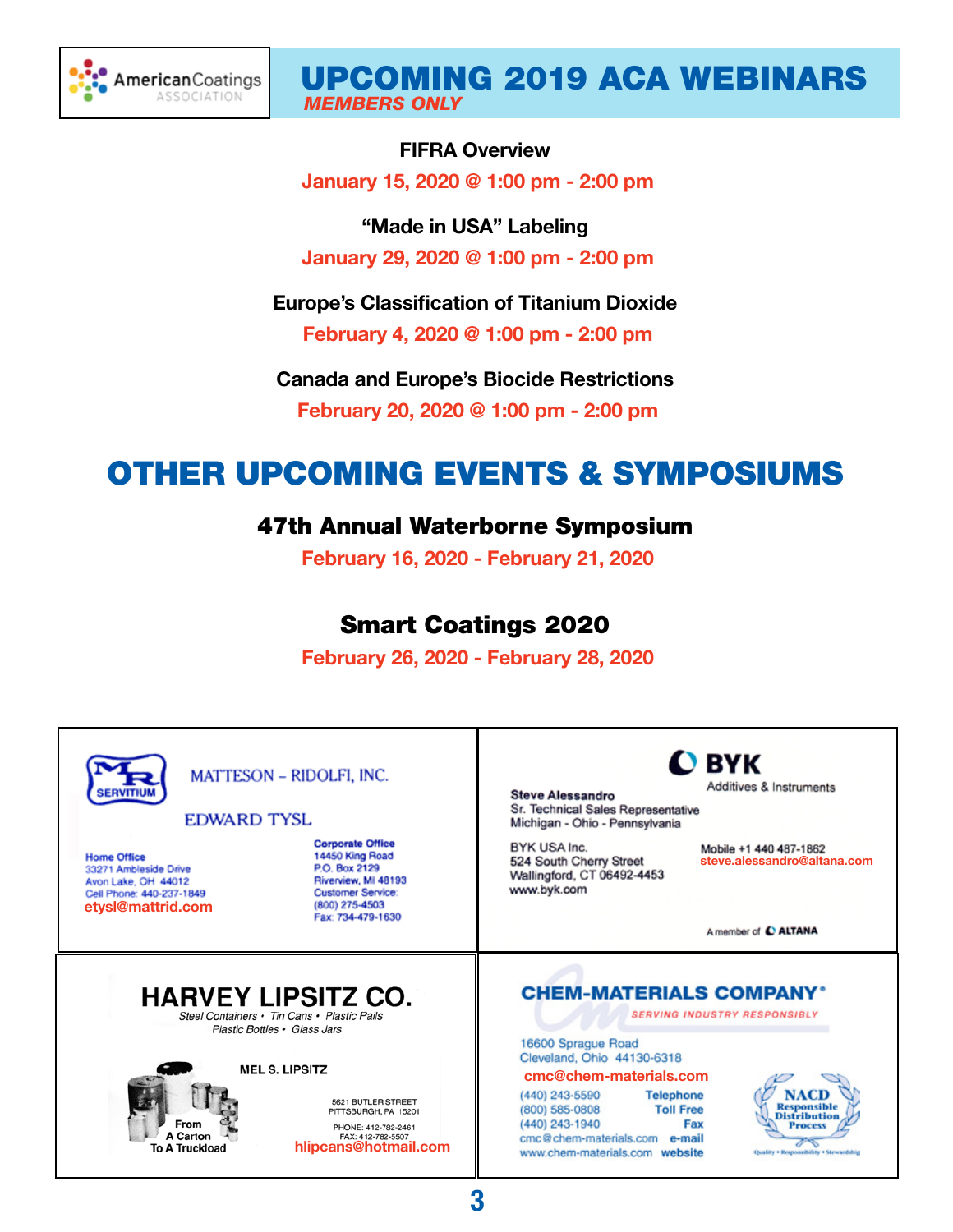AmericanCoatings ASSOCIATION

# UPCOMING 2019 ACA WEBINARS

***MEMBERS ONLY***

**FIFRA Overview**

January 15, 2020 @ 1:00 pm - 2:00 pm

**"Made in USA" Labeling**

January 29, 2020 @ 1:00 pm - 2:00 pm

**Europe's Classification of Titanium Dioxide**

February 4, 2020 @ 1:00 pm - 2:00 pm

**Canada and Europe's Biocide Restrictions**

February 20, 2020 @ 1:00 pm - 2:00 pm

# OTHER UPCOMING EVENTS & SYMPOSIUMS

### 47th Annual Waterborne Symposium

February 16, 2020 - February 21, 2020

### Smart Coatings 2020

February 26, 2020 - February 28, 2020

---

MR SERVITIUM

MATTESON – RIDOLFI, INC.

EDWARD TYSL

**Home Office**
33271 Ambleside Drive
Avon Lake, OH 44012
Cell Phone: 440-237-1849
etysl@mattrid.com

**Corporate Office**
14450 King Road
P.O. Box 2129
Riverview, MI 48193
Customer Service:
(800) 275-4503
Fax: 734-479-1630

---

BYK
Additives & Instruments

**Steve Alessandro**
Sr. Technical Sales Representative
Michigan - Ohio - Pennsylvania

BYK USA Inc.
524 South Cherry Street
Wallingford, CT 06492-4453
www.byk.com

Mobile +1 440 487-1862
steve.alessandro@altana.com

A member of ALTANA

---

**HARVEY LIPSITZ CO.**

*Steel Containers • Tin Cans • Plastic Pails*
*Plastic Bottles • Glass Jars*

MEL S. LIPSITZ

From A Carton To A Truckload

5621 BUTLER STREET
PITTSBURGH, PA 15201

PHONE: 412-782-2461
FAX: 412-782-5507
hlipcans@hotmail.com

---

**CHEM-MATERIALS COMPANY®**
*SERVING INDUSTRY RESPONSIBLY*

16600 Sprague Road
Cleveland, Ohio 44130-6318
cmc@chem-materials.com

(440) 243-5590 Telephone
(800) 585-0808 Toll Free
(440) 243-1940 Fax
cmc@chem-materials.com e-mail
www.chem-materials.com website

NACD Responsible Distribution Process
Quality • Responsibility • Stewardship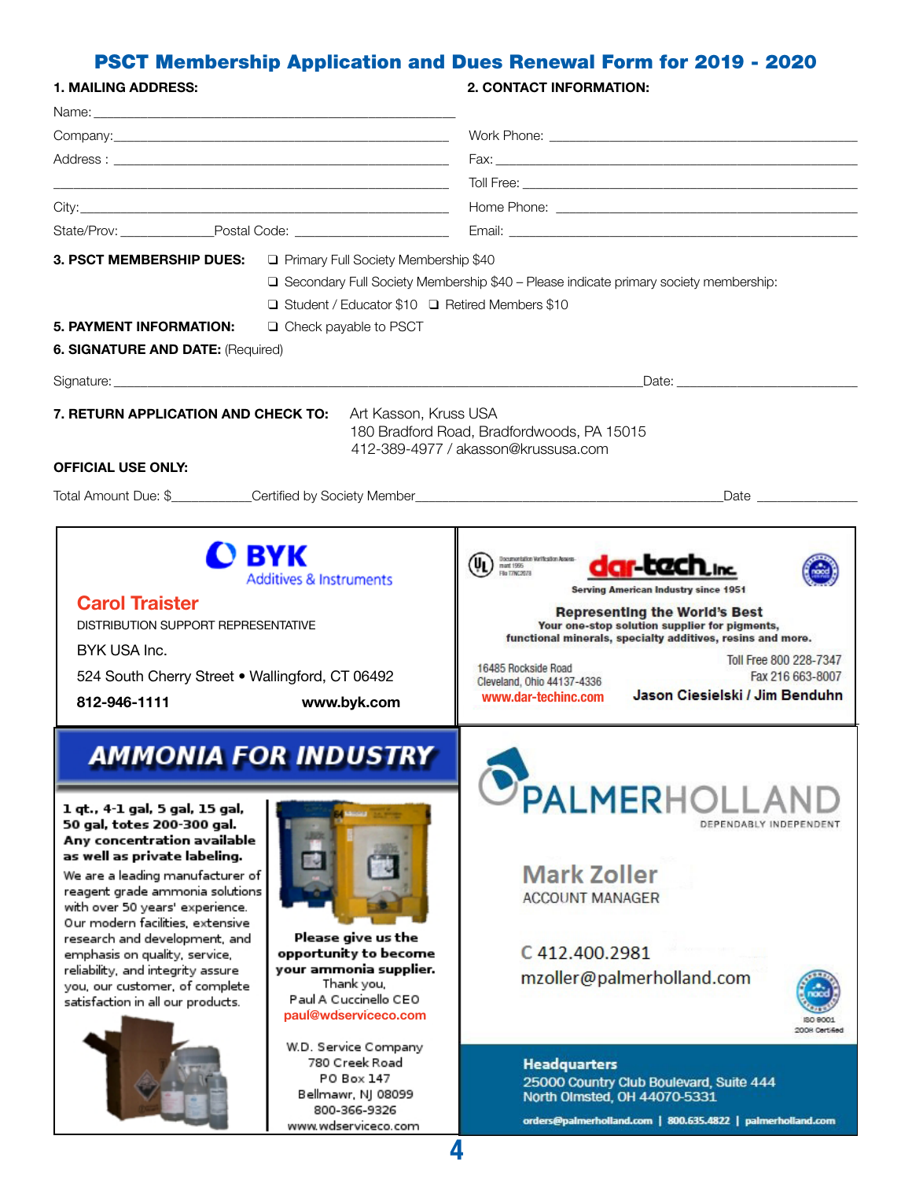# PSCT Membership Application and Dues Renewal Form for 2019 - 2020

**1. MAILING ADDRESS:**

Name: ______________________________

Company: ______________________________

Address : ______________________________

______________________________

City: ______________________________

State/Prov: ____________ Postal Code: ____________

**2. CONTACT INFORMATION:**

Work Phone: ______________________________

Fax: ______________________________

Toll Free: ______________________________

Home Phone: ______________________________

Email: ______________________________

**3. PSCT MEMBERSHIP DUES:**

- ❑ Primary Full Society Membership $40
- ❑ Secondary Full Society Membership $40 – Please indicate primary society membership:
- ❑ Student / Educator $10 ❑ Retired Members $10

**5. PAYMENT INFORMATION:** ❑ Check payable to PSCT

**6. SIGNATURE AND DATE:** (Required)

Signature: ______________________________ Date: ____________

**7. RETURN APPLICATION AND CHECK TO:**

Art Kasson, Kruss USA
180 Bradford Road, Bradfordwoods, PA 15015
412-389-4977 / akasson@krussusa.com

**OFFICIAL USE ONLY:**

Total Amount Due: $__________ Certified by Society Member______________________________ Date ____________

---

**BYK** Additives & Instruments

**Carol Traister**
DISTRIBUTION SUPPORT REPRESENTATIVE
BYK USA Inc.
524 South Cherry Street • Wallingford, CT 06492
**812-946-1111** **www.byk.com**

---

**dar-tech, Inc.**
Serving American Industry since 1951

**Representing the World's Best**
Your one-stop solution supplier for pigments, functional minerals, specialty additives, resins and more.

16485 Rockside Road
Cleveland, Ohio 44137-4336
www.dar-techinc.com

Toll Free 800 228-7347
Fax 216 663-8007
**Jason Ciesielski / Jim Benduhn**

---

**AMMONIA FOR INDUSTRY**

**1 qt., 4-1 gal, 5 gal, 15 gal, 50 gal, totes 200-300 gal. Any concentration available as well as private labeling.**

We are a leading manufacturer of reagent grade ammonia solutions with over 50 years' experience. Our modern facilities, extensive research and development, and emphasis on quality, service, reliability, and integrity assure you, our customer, of complete satisfaction in all our products.

**Please give us the opportunity to become your ammonia supplier.**
Thank you,
Paul A Cuccinello CEO
paul@wdserviceco.com

W.D. Service Company
780 Creek Road
PO Box 147
Bellmawr, NJ 08099
800-366-9326
www.wdserviceco.com

---

**PALMERHOLLAND**
DEPENDABLY INDEPENDENT

**Mark Zoller**
ACCOUNT MANAGER

C 412.400.2981
mzoller@palmerholland.com

ISO 9001 2008 Certified

**Headquarters**
25000 Country Club Boulevard, Suite 444
North Olmsted, OH 44070-5331
orders@palmerholland.com | 800.635.4822 | palmerholland.com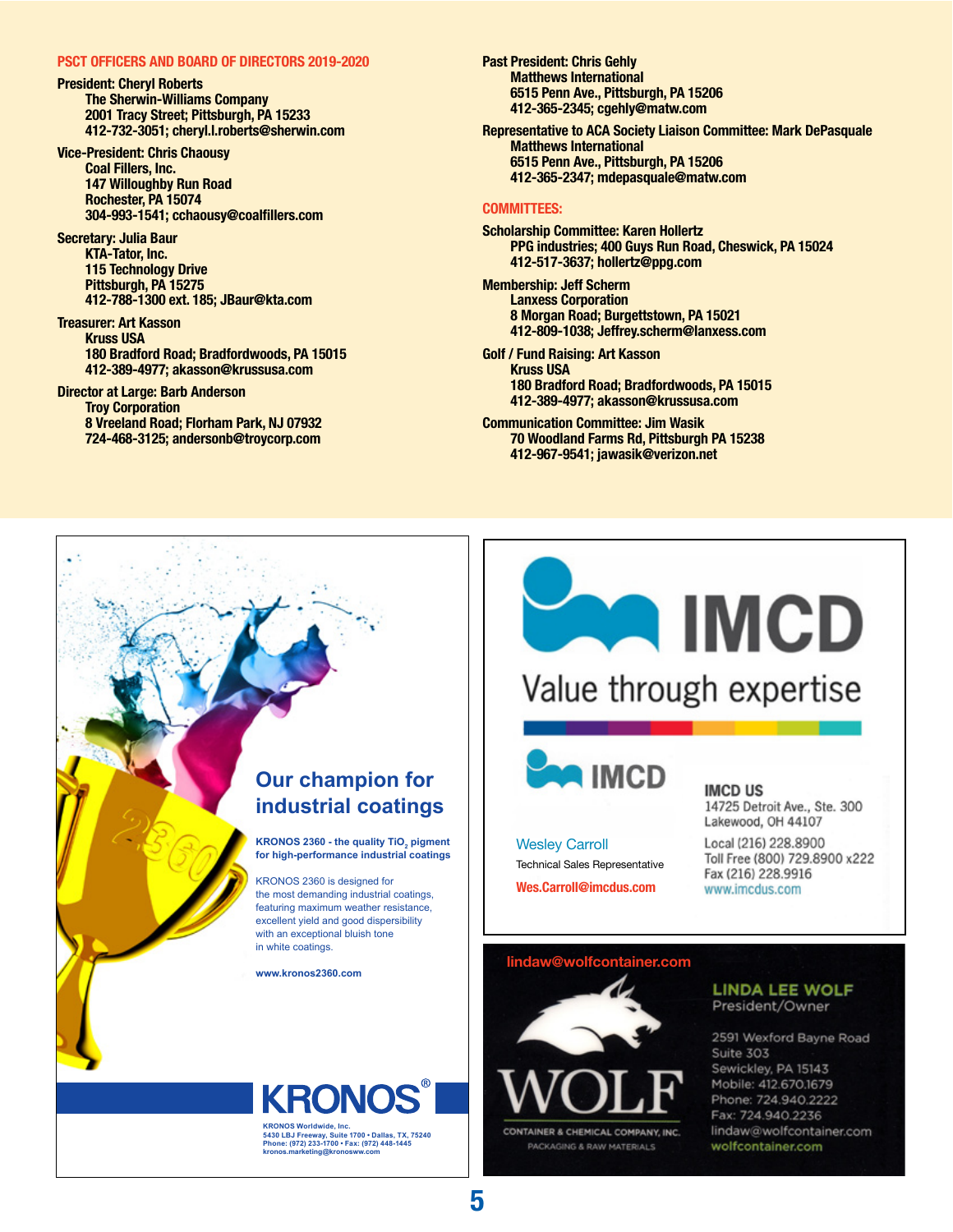## PSCT OFFICERS AND BOARD OF DIRECTORS 2019-2020

**President: Cheryl Roberts**
The Sherwin-Williams Company
2001 Tracy Street; Pittsburgh, PA 15233
412-732-3051; cheryl.l.roberts@sherwin.com

**Vice-President: Chris Chaousy**
Coal Fillers, Inc.
147 Willoughby Run Road
Rochester, PA 15074
304-993-1541; cchaousy@coalfillers.com

**Secretary: Julia Baur**
KTA-Tator, Inc.
115 Technology Drive
Pittsburgh, PA 15275
412-788-1300 ext. 185; JBaur@kta.com

**Treasurer: Art Kasson**
Kruss USA
180 Bradford Road; Bradfordwoods, PA 15015
412-389-4977; akasson@krussusa.com

**Director at Large: Barb Anderson**
Troy Corporation
8 Vreeland Road; Florham Park, NJ 07932
724-468-3125; andersonb@troycorp.com

**Past President: Chris Gehly**
Matthews International
6515 Penn Ave., Pittsburgh, PA 15206
412-365-2345; cgehly@matw.com

**Representative to ACA Society Liaison Committee: Mark DePasquale**
Matthews International
6515 Penn Ave., Pittsburgh, PA 15206
412-365-2347; mdepasquale@matw.com

## COMMITTEES:

**Scholarship Committee: Karen Hollertz**
PPG industries; 400 Guys Run Road, Cheswick, PA 15024
412-517-3637; hollertz@ppg.com

**Membership: Jeff Scherm**
Lanxess Corporation
8 Morgan Road; Burgettstown, PA 15021
412-809-1038; Jeffrey.scherm@lanxess.com

**Golf / Fund Raising: Art Kasson**
Kruss USA
180 Bradford Road; Bradfordwoods, PA 15015
412-389-4977; akasson@krussusa.com

**Communication Committee: Jim Wasik**
70 Woodland Farms Rd, Pittsburgh PA 15238
412-967-9541; jawasik@verizon.net

---

**Our champion for industrial coatings**

**KRONOS 2360 - the quality $TiO_2$ pigment for high-performance industrial coatings**

KRONOS 2360 is designed for the most demanding industrial coatings, featuring maximum weather resistance, excellent yield and good dispersibility with an exceptional bluish tone in white coatings.

www.kronos2360.com

KRONOS®
KRONOS Worldwide, Inc.
5430 LBJ Freeway, Suite 1700 • Dallas, TX, 75240
Phone: (972) 233-1700 • Fax: (972) 448-1445
kronos.marketing@kronosww.com

---

**IMCD**
Value through expertise

IMCD

Wesley Carroll
Technical Sales Representative
Wes.Carroll@imcdus.com

**IMCD US**
14725 Detroit Ave., Ste. 300
Lakewood, OH 44107
Local (216) 228.8900
Toll Free (800) 729.8900 x222
Fax (216) 228.9916
www.imcdus.com

---

lindaw@wolfcontainer.com

WOLF
CONTAINER & CHEMICAL COMPANY, INC.
PACKAGING & RAW MATERIALS

**LINDA LEE WOLF**
President/Owner

2591 Wexford Bayne Road
Suite 303
Sewickley, PA 15143
Mobile: 412.670.1679
Phone: 724.940.2222
Fax: 724.940.2236
lindaw@wolfcontainer.com
wolfcontainer.com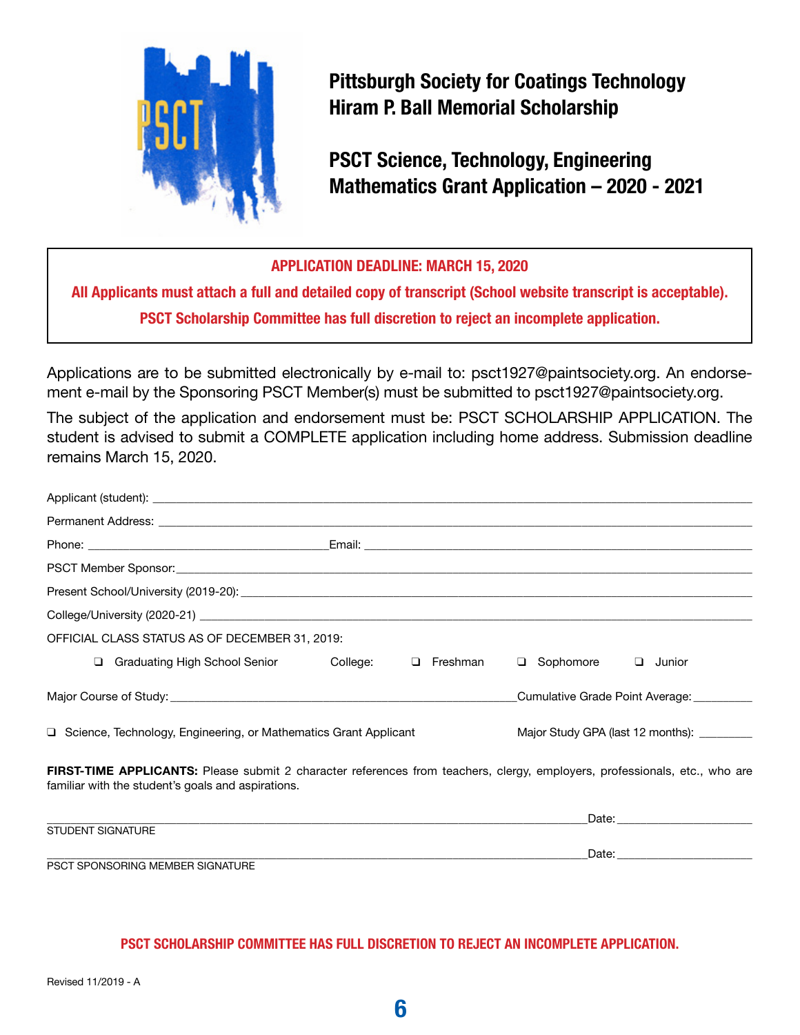# Pittsburgh Society for Coatings Technology
# Hiram P. Ball Memorial Scholarship

## PSCT Science, Technology, Engineering Mathematics Grant Application – 2020 - 2021

**APPLICATION DEADLINE: MARCH 15, 2020**

**All Applicants must attach a full and detailed copy of transcript (School website transcript is acceptable).**

**PSCT Scholarship Committee has full discretion to reject an incomplete application.**

Applications are to be submitted electronically by e-mail to: psct1927@paintsociety.org. An endorsement e-mail by the Sponsoring PSCT Member(s) must be submitted to psct1927@paintsociety.org.

The subject of the application and endorsement must be: PSCT SCHOLARSHIP APPLICATION. The student is advised to submit a COMPLETE application including home address. Submission deadline remains March 15, 2020.

Applicant (student): ______________________________

Permanent Address: ______________________________

Phone: ______________________ Email: ______________________

PSCT Member Sponsor: ______________________________

Present School/University (2019-20): ______________________________

College/University (2020-21) ______________________________

OFFICIAL CLASS STATUS AS OF DECEMBER 31, 2019:

❑ Graduating High School Senior College: ❑ Freshman ❑ Sophomore ❑ Junior

Major Course of Study: ______________________ Cumulative Grade Point Average: __________

❑ Science, Technology, Engineering, or Mathematics Grant Applicant Major Study GPA (last 12 months): ________

**FIRST-TIME APPLICANTS:** Please submit 2 character references from teachers, clergy, employers, professionals, etc., who are familiar with the student's goals and aspirations.

______________________________ Date: ______________

STUDENT SIGNATURE

______________________________ Date: ______________

PSCT SPONSORING MEMBER SIGNATURE

**PSCT SCHOLARSHIP COMMITTEE HAS FULL DISCRETION TO REJECT AN INCOMPLETE APPLICATION.**

Revised 11/2019 - A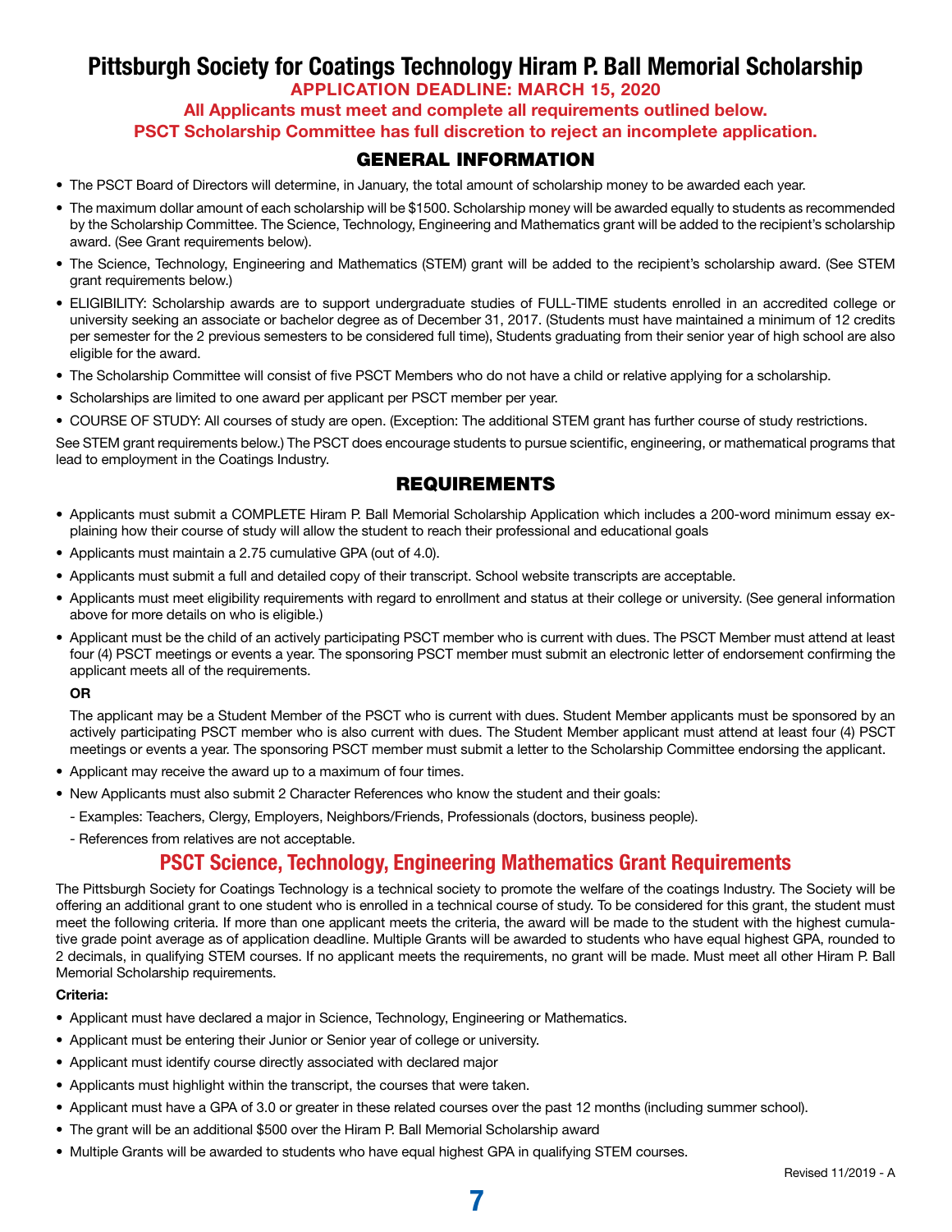# Pittsburgh Society for Coatings Technology Hiram P. Ball Memorial Scholarship

**APPLICATION DEADLINE: MARCH 15, 2020**

**All Applicants must meet and complete all requirements outlined below.**
**PSCT Scholarship Committee has full discretion to reject an incomplete application.**

## GENERAL INFORMATION

- The PSCT Board of Directors will determine, in January, the total amount of scholarship money to be awarded each year.
- The maximum dollar amount of each scholarship will be $1500. Scholarship money will be awarded equally to students as recommended by the Scholarship Committee. The Science, Technology, Engineering and Mathematics grant will be added to the recipient's scholarship award. (See Grant requirements below).
- The Science, Technology, Engineering and Mathematics (STEM) grant will be added to the recipient's scholarship award. (See STEM grant requirements below.)
- ELIGIBILITY: Scholarship awards are to support undergraduate studies of FULL-TIME students enrolled in an accredited college or university seeking an associate or bachelor degree as of December 31, 2017. (Students must have maintained a minimum of 12 credits per semester for the 2 previous semesters to be considered full time), Students graduating from their senior year of high school are also eligible for the award.
- The Scholarship Committee will consist of five PSCT Members who do not have a child or relative applying for a scholarship.
- Scholarships are limited to one award per applicant per PSCT member per year.
- COURSE OF STUDY: All courses of study are open. (Exception: The additional STEM grant has further course of study restrictions.

See STEM grant requirements below.) The PSCT does encourage students to pursue scientific, engineering, or mathematical programs that lead to employment in the Coatings Industry.

## REQUIREMENTS

- Applicants must submit a COMPLETE Hiram P. Ball Memorial Scholarship Application which includes a 200-word minimum essay explaining how their course of study will allow the student to reach their professional and educational goals
- Applicants must maintain a 2.75 cumulative GPA (out of 4.0).
- Applicants must submit a full and detailed copy of their transcript. School website transcripts are acceptable.
- Applicants must meet eligibility requirements with regard to enrollment and status at their college or university. (See general information above for more details on who is eligible.)
- Applicant must be the child of an actively participating PSCT member who is current with dues. The PSCT Member must attend at least four (4) PSCT meetings or events a year. The sponsoring PSCT member must submit an electronic letter of endorsement confirming the applicant meets all of the requirements.

  **OR**

  The applicant may be a Student Member of the PSCT who is current with dues. Student Member applicants must be sponsored by an actively participating PSCT member who is also current with dues. The Student Member applicant must attend at least four (4) PSCT meetings or events a year. The sponsoring PSCT member must submit a letter to the Scholarship Committee endorsing the applicant.
- Applicant may receive the award up to a maximum of four times.
- New Applicants must also submit 2 Character References who know the student and their goals:
  - Examples: Teachers, Clergy, Employers, Neighbors/Friends, Professionals (doctors, business people).
  - References from relatives are not acceptable.

## PSCT Science, Technology, Engineering Mathematics Grant Requirements

The Pittsburgh Society for Coatings Technology is a technical society to promote the welfare of the coatings Industry. The Society will be offering an additional grant to one student who is enrolled in a technical course of study. To be considered for this grant, the student must meet the following criteria. If more than one applicant meets the criteria, the award will be made to the student with the highest cumulative grade point average as of application deadline. Multiple Grants will be awarded to students who have equal highest GPA, rounded to 2 decimals, in qualifying STEM courses. If no applicant meets the requirements, no grant will be made. Must meet all other Hiram P. Ball Memorial Scholarship requirements.

**Criteria:**

- Applicant must have declared a major in Science, Technology, Engineering or Mathematics.
- Applicant must be entering their Junior or Senior year of college or university.
- Applicant must identify course directly associated with declared major
- Applicants must highlight within the transcript, the courses that were taken.
- Applicant must have a GPA of 3.0 or greater in these related courses over the past 12 months (including summer school).
- The grant will be an additional $500 over the Hiram P. Ball Memorial Scholarship award
- Multiple Grants will be awarded to students who have equal highest GPA in qualifying STEM courses.

Revised 11/2019 - A